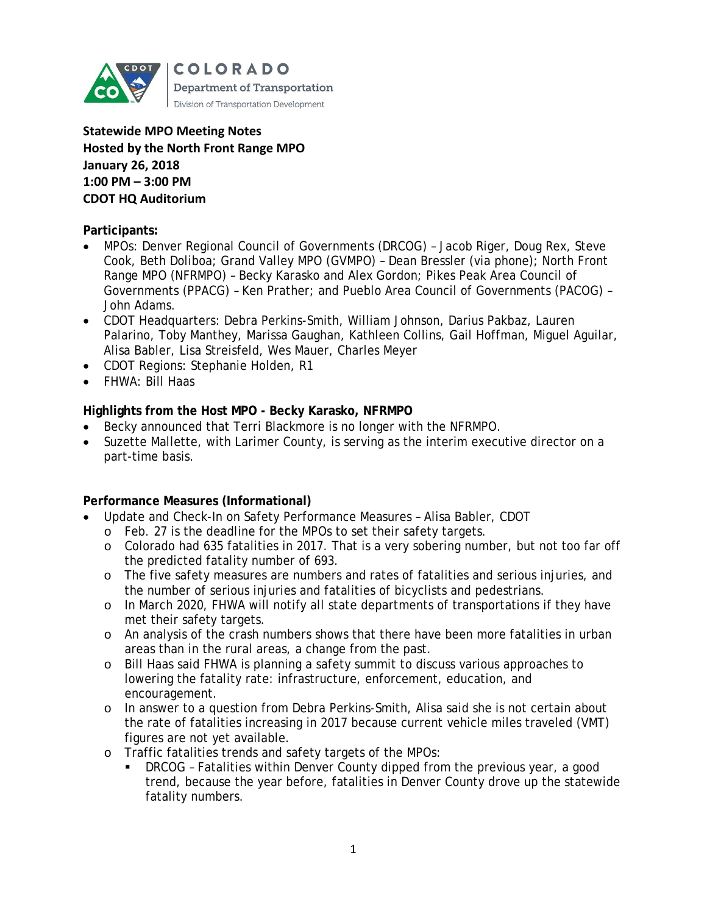**Statewide MPO Meeting Notes**
**Hosted by the North Front Range MPO**
**January 26, 2018**
**1:00 PM – 3:00 PM**
**CDOT HQ Auditorium**

**Participants:**

- MPOs: Denver Regional Council of Governments (DRCOG) – Jacob Riger, Doug Rex, Steve Cook, Beth Doliboa; Grand Valley MPO (GVMPO) – Dean Bressler (via phone); North Front Range MPO (NFRMPO) – Becky Karasko and Alex Gordon; Pikes Peak Area Council of Governments (PPACG) – Ken Prather; and Pueblo Area Council of Governments (PACOG) – John Adams.
- CDOT Headquarters: Debra Perkins-Smith, William Johnson, Darius Pakbaz, Lauren Palarino, Toby Manthey, Marissa Gaughan, Kathleen Collins, Gail Hoffman, Miguel Aguilar, Alisa Babler, Lisa Streisfeld, Wes Mauer, Charles Meyer
- CDOT Regions: Stephanie Holden, R1
- FHWA: Bill Haas

**Highlights from the Host MPO - Becky Karasko, NFRMPO**

- Becky announced that Terri Blackmore is no longer with the NFRMPO.
- Suzette Mallette, with Larimer County, is serving as the interim executive director on a part-time basis.

**Performance Measures (Informational)**

- Update and Check-In on Safety Performance Measures – Alisa Babler, CDOT
  - Feb. 27 is the deadline for the MPOs to set their safety targets.
  - Colorado had 635 fatalities in 2017. That is a very sobering number, but not too far off the predicted fatality number of 693.
  - The five safety measures are numbers and rates of fatalities and serious injuries, and the number of serious injuries and fatalities of bicyclists and pedestrians.
  - In March 2020, FHWA will notify all state departments of transportations if they have met their safety targets.
  - An analysis of the crash numbers shows that there have been more fatalities in urban areas than in the rural areas, a change from the past.
  - Bill Haas said FHWA is planning a safety summit to discuss various approaches to lowering the fatality rate: infrastructure, enforcement, education, and encouragement.
  - In answer to a question from Debra Perkins-Smith, Alisa said she is not certain about the rate of fatalities increasing in 2017 because current vehicle miles traveled (VMT) figures are not yet available.
  - Traffic fatalities trends and safety targets of the MPOs:
    - DRCOG – Fatalities within Denver County dipped from the previous year, a good trend, because the year before, fatalities in Denver County drove up the statewide fatality numbers.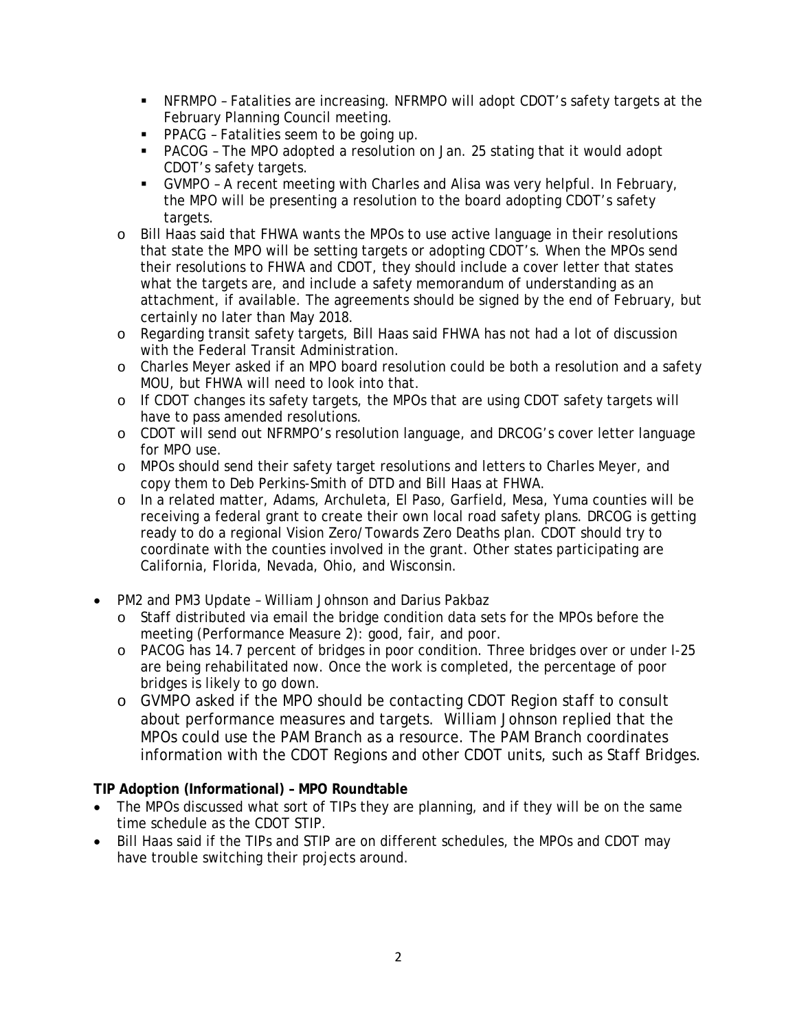- NFRMPO – Fatalities are increasing. NFRMPO will adopt CDOT's safety targets at the February Planning Council meeting.
    - PPACG – Fatalities seem to be going up.
    - PACOG – The MPO adopted a resolution on Jan. 25 stating that it would adopt CDOT's safety targets.
    - GVMPO – A recent meeting with Charles and Alisa was very helpful. In February, the MPO will be presenting a resolution to the board adopting CDOT's safety targets.
  - Bill Haas said that FHWA wants the MPOs to use active language in their resolutions that state the MPO will be setting targets or adopting CDOT's. When the MPOs send their resolutions to FHWA and CDOT, they should include a cover letter that states what the targets are, and include a safety memorandum of understanding as an attachment, if available. The agreements should be signed by the end of February, but certainly no later than May 2018.
  - Regarding transit safety targets, Bill Haas said FHWA has not had a lot of discussion with the Federal Transit Administration.
  - Charles Meyer asked if an MPO board resolution could be both a resolution and a safety MOU, but FHWA will need to look into that.
  - If CDOT changes its safety targets, the MPOs that are using CDOT safety targets will have to pass amended resolutions.
  - CDOT will send out NFRMPO's resolution language, and DRCOG's cover letter language for MPO use.
  - MPOs should send their safety target resolutions and letters to Charles Meyer, and copy them to Deb Perkins-Smith of DTD and Bill Haas at FHWA.
  - In a related matter, Adams, Archuleta, El Paso, Garfield, Mesa, Yuma counties will be receiving a federal grant to create their own local road safety plans. DRCOG is getting ready to do a regional Vision Zero/Towards Zero Deaths plan. CDOT should try to coordinate with the counties involved in the grant. Other states participating are California, Florida, Nevada, Ohio, and Wisconsin.

- PM2 and PM3 Update – William Johnson and Darius Pakbaz
  - Staff distributed via email the bridge condition data sets for the MPOs before the meeting (Performance Measure 2): good, fair, and poor.
  - PACOG has 14.7 percent of bridges in poor condition. Three bridges over or under I-25 are being rehabilitated now. Once the work is completed, the percentage of poor bridges is likely to go down.
  - GVMPO asked if the MPO should be contacting CDOT Region staff to consult about performance measures and targets. William Johnson replied that the MPOs could use the PAM Branch as a resource. The PAM Branch coordinates information with the CDOT Regions and other CDOT units, such as Staff Bridges.

**TIP Adoption (Informational) – MPO Roundtable**

- The MPOs discussed what sort of TIPs they are planning, and if they will be on the same time schedule as the CDOT STIP.
- Bill Haas said if the TIPs and STIP are on different schedules, the MPOs and CDOT may have trouble switching their projects around.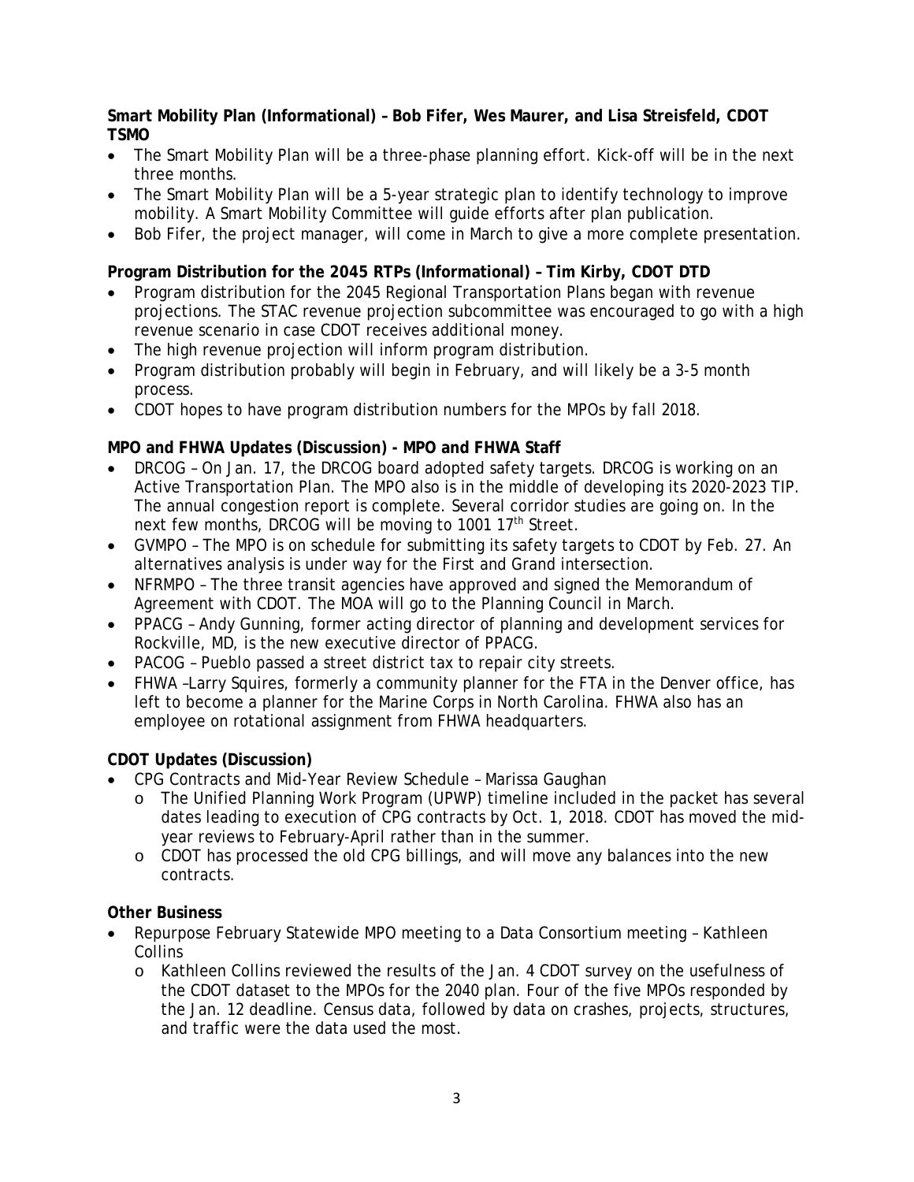**Smart Mobility Plan (Informational) – Bob Fifer, Wes Maurer, and Lisa Streisfeld, CDOT TSMO**

- The Smart Mobility Plan will be a three-phase planning effort. Kick-off will be in the next three months.
- The Smart Mobility Plan will be a 5-year strategic plan to identify technology to improve mobility. A Smart Mobility Committee will guide efforts after plan publication.
- Bob Fifer, the project manager, will come in March to give a more complete presentation.

**Program Distribution for the 2045 RTPs (Informational) – Tim Kirby, CDOT DTD**

- Program distribution for the 2045 Regional Transportation Plans began with revenue projections. The STAC revenue projection subcommittee was encouraged to go with a high revenue scenario in case CDOT receives additional money.
- The high revenue projection will inform program distribution.
- Program distribution probably will begin in February, and will likely be a 3-5 month process.
- CDOT hopes to have program distribution numbers for the MPOs by fall 2018.

**MPO and FHWA Updates (Discussion) - MPO and FHWA Staff**

- DRCOG – On Jan. 17, the DRCOG board adopted safety targets. DRCOG is working on an Active Transportation Plan. The MPO also is in the middle of developing its 2020-2023 TIP. The annual congestion report is complete. Several corridor studies are going on. In the next few months, DRCOG will be moving to 1001 17th Street.
- GVMPO – The MPO is on schedule for submitting its safety targets to CDOT by Feb. 27. An alternatives analysis is under way for the First and Grand intersection.
- NFRMPO – The three transit agencies have approved and signed the Memorandum of Agreement with CDOT. The MOA will go to the Planning Council in March.
- PPACG – Andy Gunning, former acting director of planning and development services for Rockville, MD, is the new executive director of PPACG.
- PACOG – Pueblo passed a street district tax to repair city streets.
- FHWA –Larry Squires, formerly a community planner for the FTA in the Denver office, has left to become a planner for the Marine Corps in North Carolina. FHWA also has an employee on rotational assignment from FHWA headquarters.

**CDOT Updates (Discussion)**

- CPG Contracts and Mid-Year Review Schedule – Marissa Gaughan
  - The Unified Planning Work Program (UPWP) timeline included in the packet has several dates leading to execution of CPG contracts by Oct. 1, 2018. CDOT has moved the mid-year reviews to February-April rather than in the summer.
  - CDOT has processed the old CPG billings, and will move any balances into the new contracts.

**Other Business**

- Repurpose February Statewide MPO meeting to a Data Consortium meeting – Kathleen Collins
  - Kathleen Collins reviewed the results of the Jan. 4 CDOT survey on the usefulness of the CDOT dataset to the MPOs for the 2040 plan. Four of the five MPOs responded by the Jan. 12 deadline. Census data, followed by data on crashes, projects, structures, and traffic were the data used the most.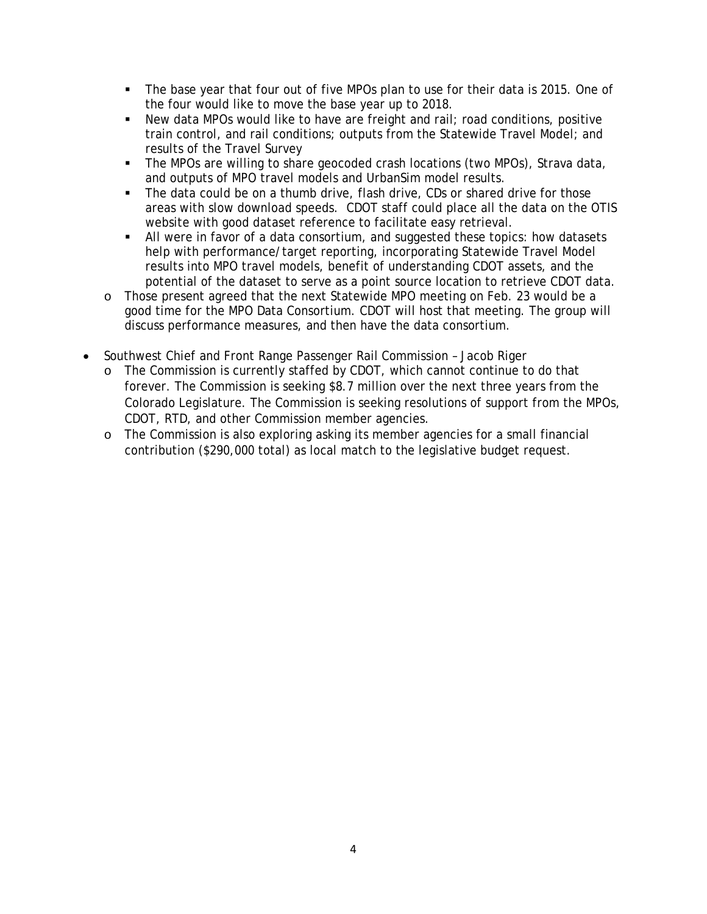- The base year that four out of five MPOs plan to use for their data is 2015. One of the four would like to move the base year up to 2018.
    - New data MPOs would like to have are freight and rail; road conditions, positive train control, and rail conditions; outputs from the Statewide Travel Model; and results of the Travel Survey
    - The MPOs are willing to share geocoded crash locations (two MPOs), Strava data, and outputs of MPO travel models and UrbanSim model results.
    - The data could be on a thumb drive, flash drive, CDs or shared drive for those areas with slow download speeds. CDOT staff could place all the data on the OTIS website with good dataset reference to facilitate easy retrieval.
    - All were in favor of a data consortium, and suggested these topics: how datasets help with performance/target reporting, incorporating Statewide Travel Model results into MPO travel models, benefit of understanding CDOT assets, and the potential of the dataset to serve as a point source location to retrieve CDOT data.
  - Those present agreed that the next Statewide MPO meeting on Feb. 23 would be a good time for the MPO Data Consortium. CDOT will host that meeting. The group will discuss performance measures, and then have the data consortium.

- Southwest Chief and Front Range Passenger Rail Commission – Jacob Riger
  - The Commission is currently staffed by CDOT, which cannot continue to do that forever. The Commission is seeking $8.7 million over the next three years from the Colorado Legislature. The Commission is seeking resolutions of support from the MPOs, CDOT, RTD, and other Commission member agencies.
  - The Commission is also exploring asking its member agencies for a small financial contribution ($290,000 total) as local match to the legislative budget request.